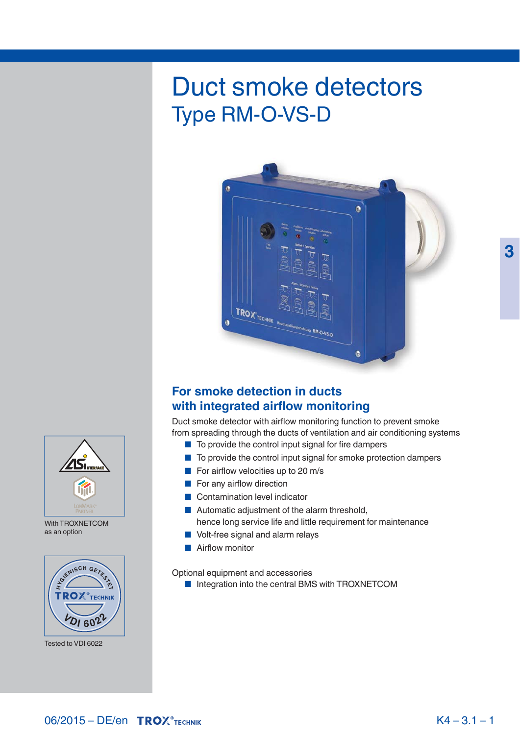# Duct smoke detectors

## Type RM-O-VS-D

With TROXNETCOM as an option

Tested to VDI 6022

### For smoke detection in ducts with integrated airflow monitoring

Duct smoke detector with airflow monitoring function to prevent smoke from spreading through the ducts of ventilation and air conditioning systems

- To provide the control input signal for fire dampers
- To provide the control input signal for smoke protection dampers
- For airflow velocities up to 20 m/s
- For any airflow direction
- Contamination level indicator
- Automatic adjustment of the alarm threshold, hence long service life and little requirement for maintenance
- Volt-free signal and alarm relays
- Airflow monitor

Optional equipment and accessories

- Integration into the central BMS with TROXNETCOM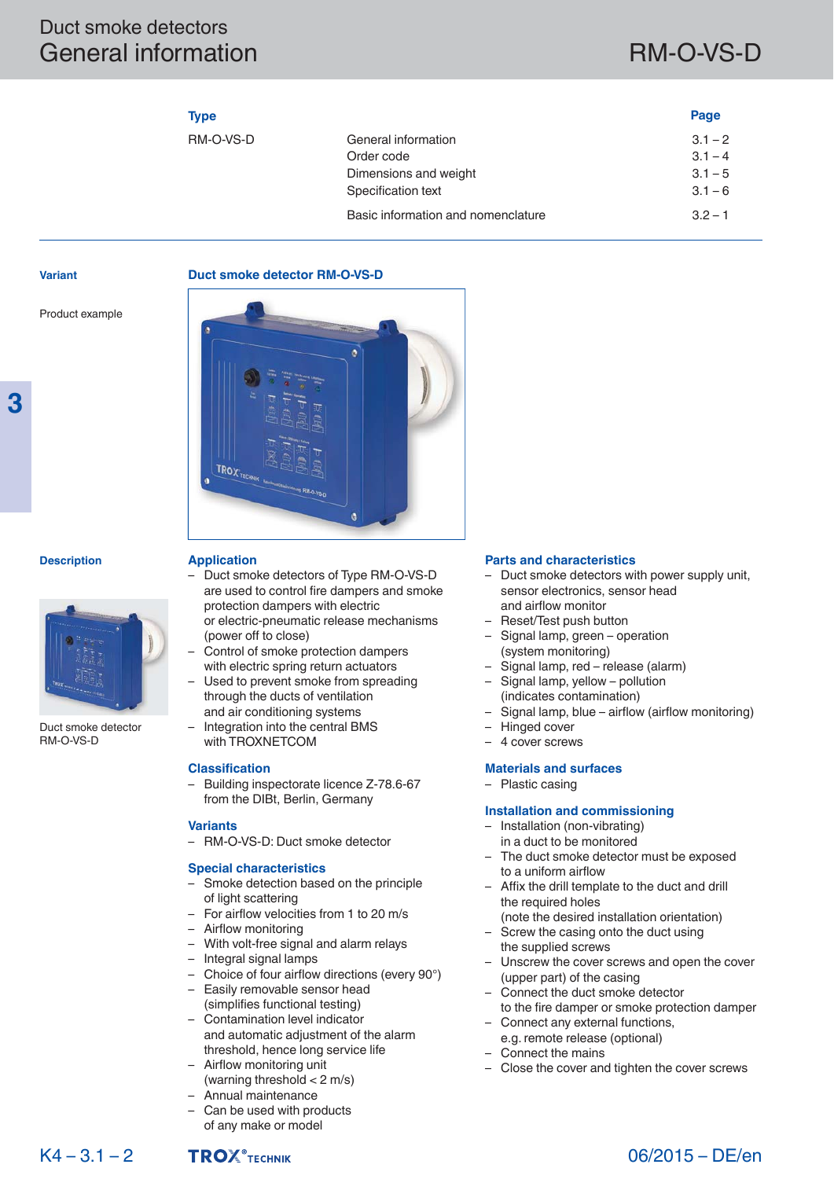# Duct smoke detectors
## General information

RM-O-VS-D

| Type | | Page |
|---|---|---|
| RM-O-VS-D | General information | 3.1 – 2 |
| | Order code | 3.1 – 4 |
| | Dimensions and weight | 3.1 – 5 |
| | Specification text | 3.1 – 6 |
| | Basic information and nomenclature | 3.2 – 1 |

**Variant**

### Duct smoke detector RM-O-VS-D

Product example

**Description**

Duct smoke detector RM-O-VS-D

### Application

- Duct smoke detectors of Type RM-O-VS-D are used to control fire dampers and smoke protection dampers with electric or electric-pneumatic release mechanisms (power off to close)
- Control of smoke protection dampers with electric spring return actuators
- Used to prevent smoke from spreading through the ducts of ventilation and air conditioning systems
- Integration into the central BMS with TROXNETCOM

### Classification

- Building inspectorate licence Z-78.6-67 from the DIBt, Berlin, Germany

### Variants

- RM-O-VS-D: Duct smoke detector

### Special characteristics

- Smoke detection based on the principle of light scattering
- For airflow velocities from 1 to 20 m/s
- Airflow monitoring
- With volt-free signal and alarm relays
- Integral signal lamps
- Choice of four airflow directions (every 90°)
- Easily removable sensor head (simplifies functional testing)
- Contamination level indicator and automatic adjustment of the alarm threshold, hence long service life
- Airflow monitoring unit (warning threshold < 2 m/s)
- Annual maintenance
- Can be used with products of any make or model

### Parts and characteristics

- Duct smoke detectors with power supply unit, sensor electronics, sensor head and airflow monitor
- Reset/Test push button
- Signal lamp, green – operation (system monitoring)
- Signal lamp, red – release (alarm)
- Signal lamp, yellow – pollution (indicates contamination)
- Signal lamp, blue – airflow (airflow monitoring)
- Hinged cover
- 4 cover screws

### Materials and surfaces

- Plastic casing

### Installation and commissioning

- Installation (non-vibrating) in a duct to be monitored
- The duct smoke detector must be exposed to a uniform airflow
- Affix the drill template to the duct and drill the required holes (note the desired installation orientation)
- Screw the casing onto the duct using the supplied screws
- Unscrew the cover screws and open the cover (upper part) of the casing
- Connect the duct smoke detector to the fire damper or smoke protection damper
- Connect any external functions, e.g. remote release (optional)
- Connect the mains
- Close the cover and tighten the cover screws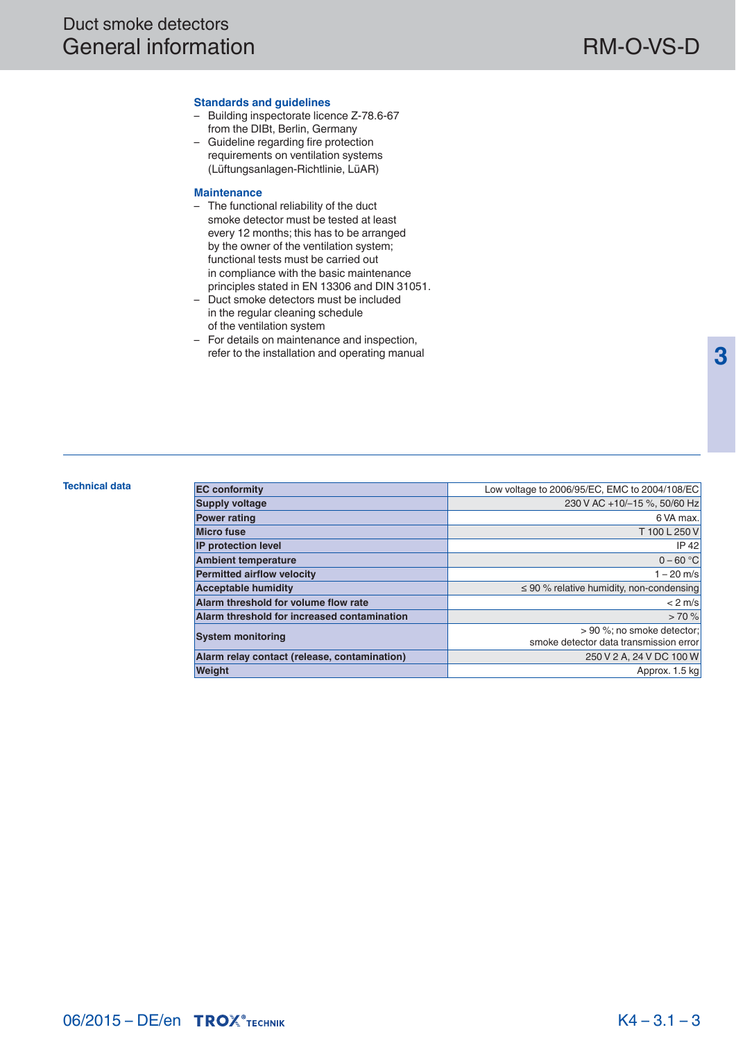## Standards and guidelines

- Building inspectorate licence Z-78.6-67 from the DIBt, Berlin, Germany
- Guideline regarding fire protection requirements on ventilation systems (Lüftungsanlagen-Richtlinie, LüAR)

## Maintenance

- The functional reliability of the duct smoke detector must be tested at least every 12 months; this has to be arranged by the owner of the ventilation system; functional tests must be carried out in compliance with the basic maintenance principles stated in EN 13306 and DIN 31051.
- Duct smoke detectors must be included in the regular cleaning schedule of the ventilation system
- For details on maintenance and inspection, refer to the installation and operating manual

## Technical data

| | |
|---|---|
| **EC conformity** | Low voltage to 2006/95/EC, EMC to 2004/108/EC |
| **Supply voltage** | 230 V AC +10/–15 %, 50/60 Hz |
| **Power rating** | 6 VA max. |
| **Micro fuse** | T 100 L 250 V |
| **IP protection level** | IP 42 |
| **Ambient temperature** | 0 – 60 °C |
| **Permitted airflow velocity** | 1 – 20 m/s |
| **Acceptable humidity** | ≤ 90 % relative humidity, non-condensing |
| **Alarm threshold for volume flow rate** | < 2 m/s |
| **Alarm threshold for increased contamination** | > 70 % |
| **System monitoring** | > 90 %; no smoke detector; smoke detector data transmission error |
| **Alarm relay contact (release, contamination)** | 250 V 2 A, 24 V DC 100 W |
| **Weight** | Approx. 1.5 kg |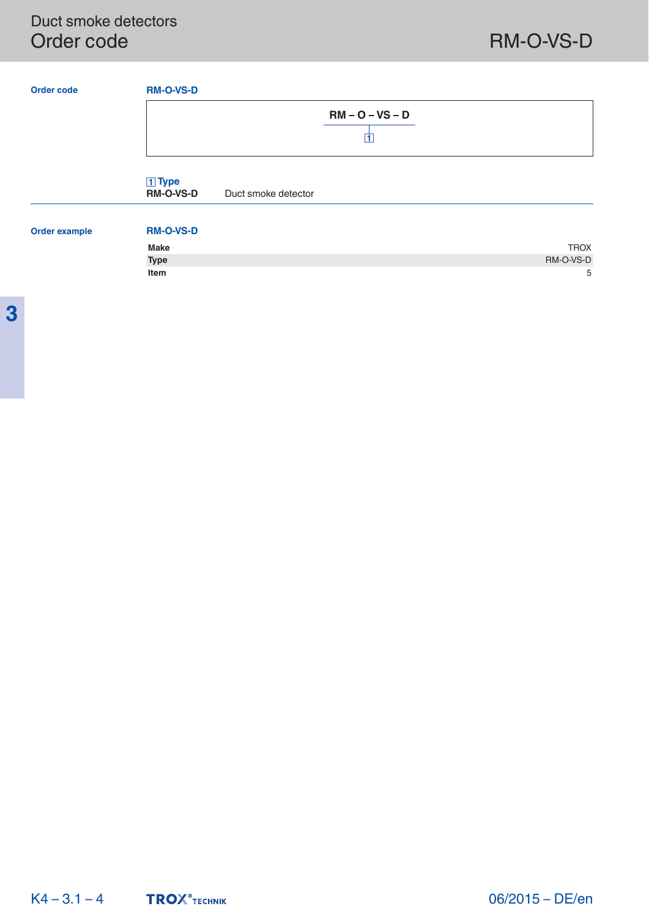# Order code

## Order code

**RM-O-VS-D**

**RM – O – VS – D**

1

**1 Type**

**RM-O-VS-D** Duct smoke detector

## Order example

**RM-O-VS-D**

| | |
|---|---|
| **Make** | TROX |
| **Type** | RM-O-VS-D |
| **Item** | 5 |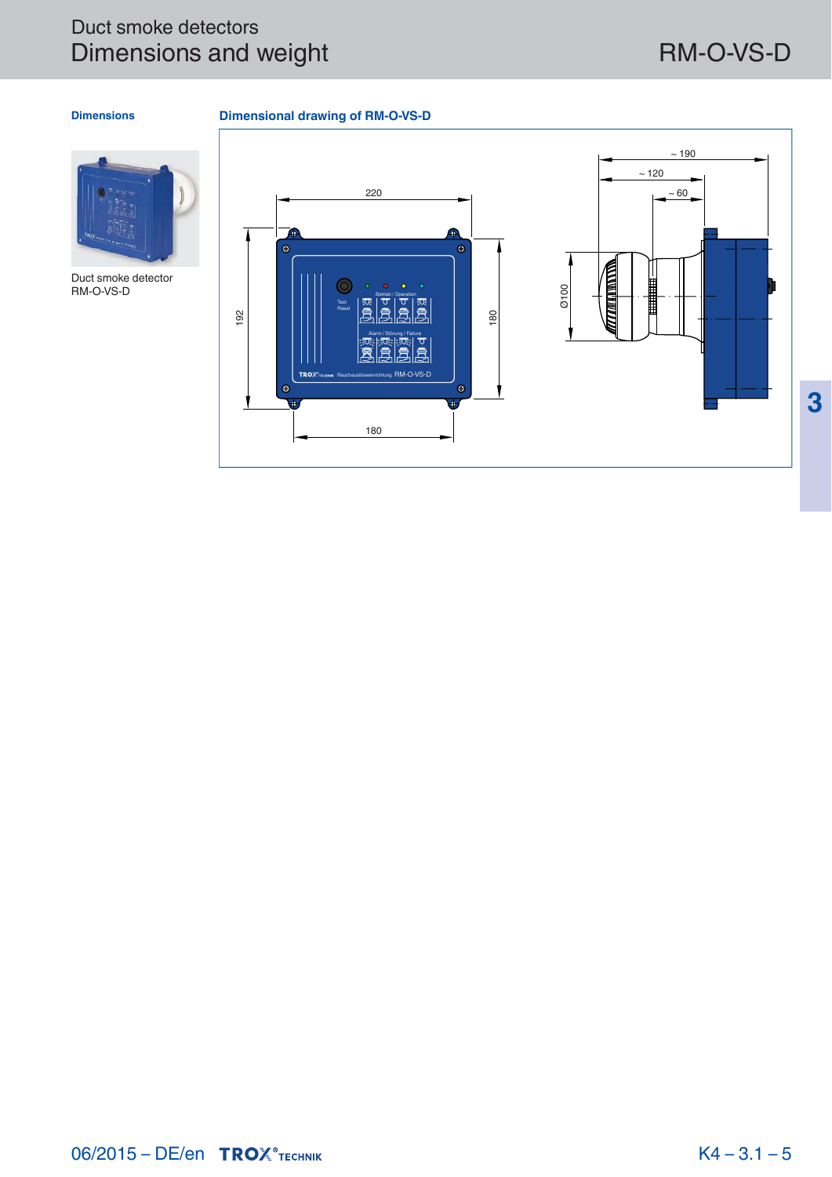# Duct smoke detectors
## Dimensions and weight

RM-O-VS-D

### Dimensions

Duct smoke detector RM-O-VS-D

### Dimensional drawing of RM-O-VS-D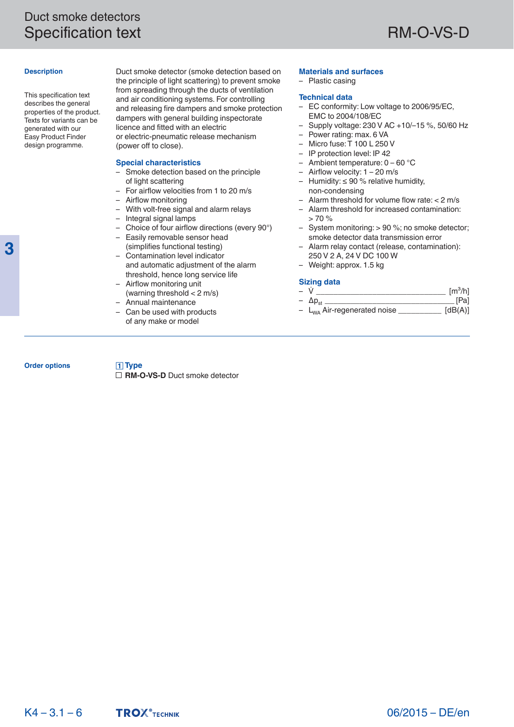# Duct smoke detectors
# Specification text

## RM-O-VS-D

### Description

This specification text describes the general properties of the product. Texts for variants can be generated with our Easy Product Finder design programme.

Duct smoke detector (smoke detection based on the principle of light scattering) to prevent smoke from spreading through the ducts of ventilation and air conditioning systems. For controlling and releasing fire dampers and smoke protection dampers with general building inspectorate licence and fitted with an electric or electric-pneumatic release mechanism (power off to close).

### Special characteristics

- Smoke detection based on the principle of light scattering
- For airflow velocities from 1 to 20 m/s
- Airflow monitoring
- With volt-free signal and alarm relays
- Integral signal lamps
- Choice of four airflow directions (every 90°)
- Easily removable sensor head (simplifies functional testing)
- Contamination level indicator and automatic adjustment of the alarm threshold, hence long service life
- Airflow monitoring unit (warning threshold < 2 m/s)
- Annual maintenance
- Can be used with products of any make or model

### Materials and surfaces

- Plastic casing

### Technical data

- EC conformity: Low voltage to 2006/95/EC, EMC to 2004/108/EC
- Supply voltage: 230 V AC +10/–15 %, 50/60 Hz
- Power rating: max. 6 VA
- Micro fuse: T 100 L 250 V
- IP protection level: IP 42
- Ambient temperature: 0 – 60 °C
- Airflow velocity: 1 – 20 m/s
- Humidity: ≤ 90 % relative humidity, non-condensing
- Alarm threshold for volume flow rate: < 2 m/s
- Alarm threshold for increased contamination: > 70 %
- System monitoring: > 90 %; no smoke detector; smoke detector data transmission error
- Alarm relay contact (release, contamination): 250 V 2 A, 24 V DC 100 W
- Weight: approx. 1.5 kg

### Sizing data

- $\dot{V}$ ________________________________ [m³/h]
- $\Delta p_{st}$ ________________________________ [Pa]
- $L_{WA}$ Air-regenerated noise ____________ [dB(A)]

### Order options

**1 Type**

☐ **RM-O-VS-D** Duct smoke detector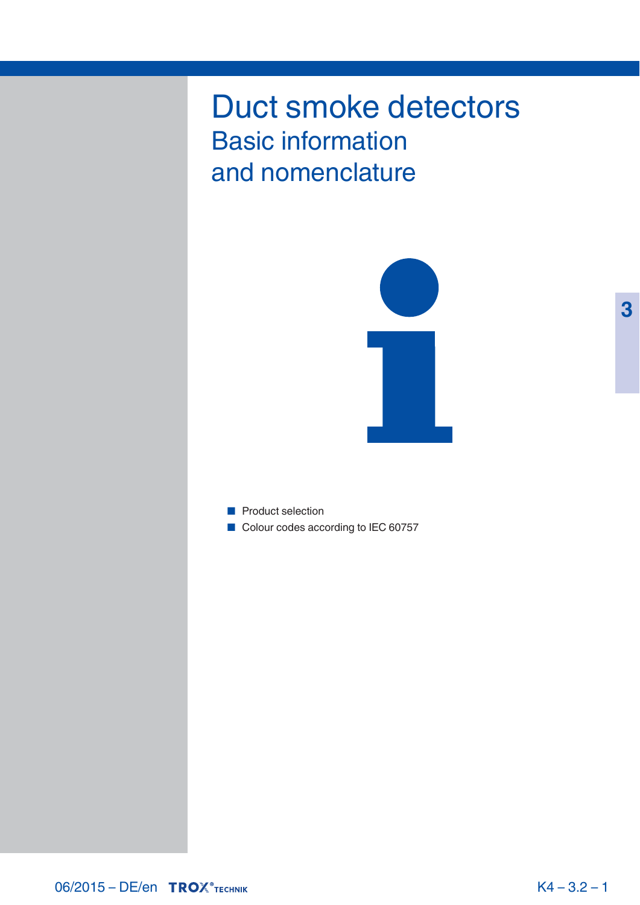# Duct smoke detectors

## Basic information and nomenclature

- Product selection
- Colour codes according to IEC 60757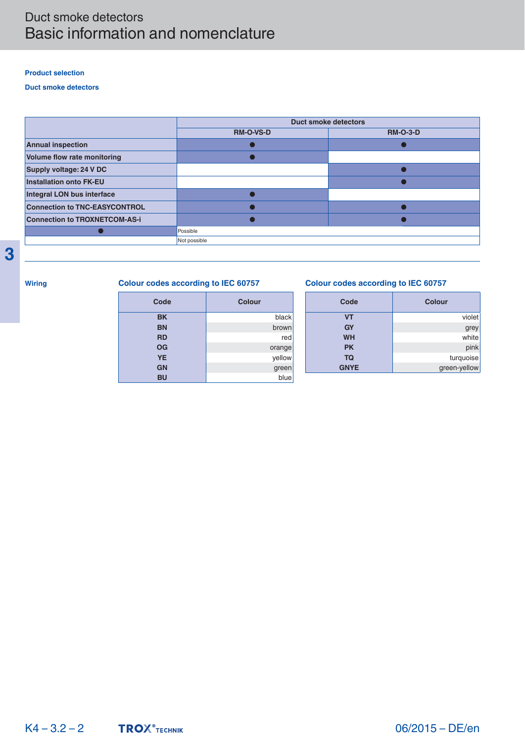# Duct smoke detectors
## Basic information and nomenclature

**Product selection**

**Duct smoke detectors**

| | Duct smoke detectors | |
|---|---|---|
| | RM-O-VS-D | RM-O-3-D |
| **Annual inspection** | ● | ● |
| **Volume flow rate monitoring** | ● | |
| **Supply voltage: 24 V DC** | | ● |
| **Installation onto FK-EU** | | ● |
| **Integral LON bus interface** | ● | |
| **Connection to TNC-EASYCONTROL** | ● | ● |
| **Connection to TROXNETCOM-AS-i** | ● | ● |

| | |
|---|---|
| ● | Possible |
| | Not possible |

**Wiring**

**Colour codes according to IEC 60757**

| Code | Colour |
|---|---|
| **BK** | black |
| **BN** | brown |
| **RD** | red |
| **OG** | orange |
| **YE** | yellow |
| **GN** | green |
| **BU** | blue |

**Colour codes according to IEC 60757**

| Code | Colour |
|---|---|
| **VT** | violet |
| **GY** | grey |
| **WH** | white |
| **PK** | pink |
| **TQ** | turquoise |
| **GNYE** | green-yellow |